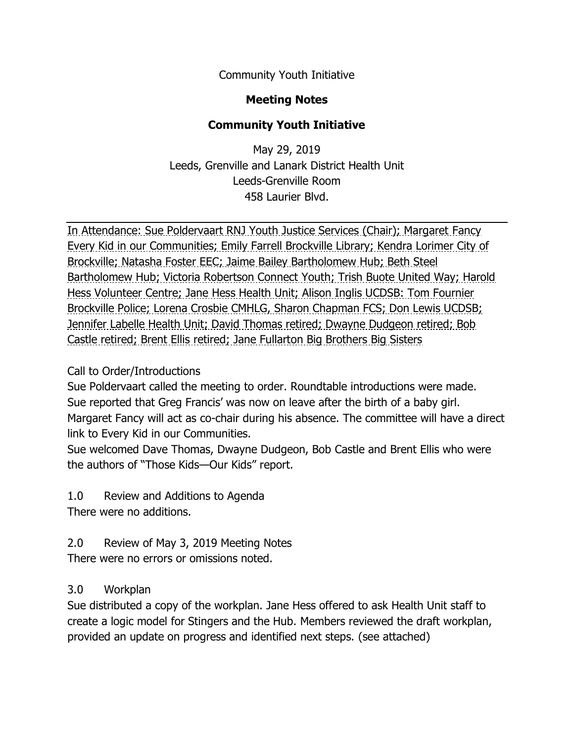Community Youth Initiative

# Meeting Notes

## Community Youth Initiative

May 29, 2019
Leeds, Grenville and Lanark District Health Unit
Leeds-Grenville Room
458 Laurier Blvd.

---

In Attendance: Sue Poldervaart RNJ Youth Justice Services (Chair); Margaret Fancy Every Kid in our Communities; Emily Farrell Brockville Library; Kendra Lorimer City of Brockville; Natasha Foster EEC; Jaime Bailey Bartholomew Hub; Beth Steel Bartholomew Hub; Victoria Robertson Connect Youth; Trish Buote United Way; Harold Hess Volunteer Centre; Jane Hess Health Unit; Alison Inglis UCDSB: Tom Fournier Brockville Police; Lorena Crosbie CMHLG, Sharon Chapman FCS; Don Lewis UCDSB; Jennifer Labelle Health Unit; David Thomas retired; Dwayne Dudgeon retired; Bob Castle retired; Brent Ellis retired; Jane Fullarton Big Brothers Big Sisters

Call to Order/Introductions

Sue Poldervaart called the meeting to order. Roundtable introductions were made. Sue reported that Greg Francis' was now on leave after the birth of a baby girl. Margaret Fancy will act as co-chair during his absence. The committee will have a direct link to Every Kid in our Communities.

Sue welcomed Dave Thomas, Dwayne Dudgeon, Bob Castle and Brent Ellis who were the authors of "Those Kids—Our Kids" report.

1.0 Review and Additions to Agenda

There were no additions.

2.0 Review of May 3, 2019 Meeting Notes

There were no errors or omissions noted.

3.0 Workplan

Sue distributed a copy of the workplan. Jane Hess offered to ask Health Unit staff to create a logic model for Stingers and the Hub. Members reviewed the draft workplan, provided an update on progress and identified next steps. (see attached)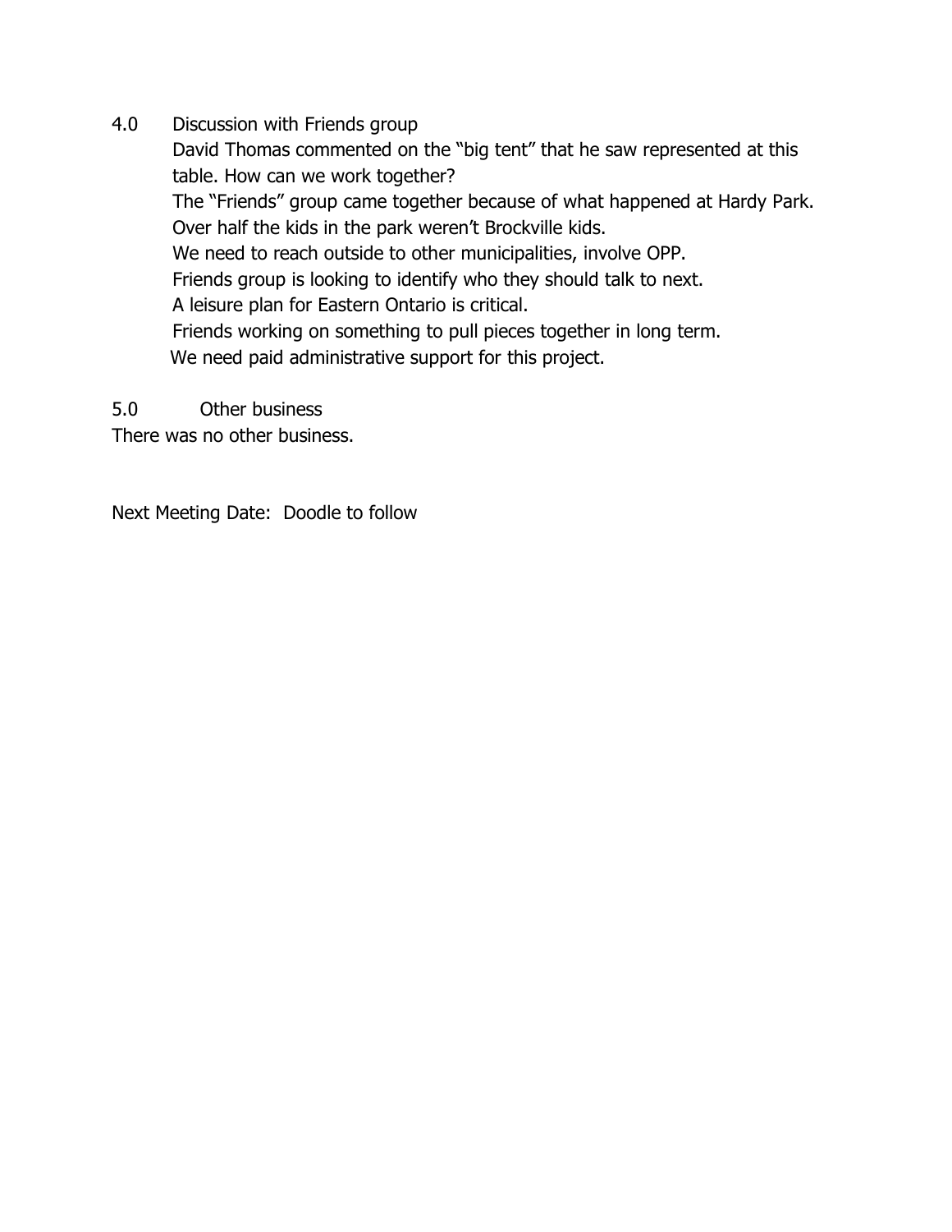4.0 Discussion with Friends group

David Thomas commented on the "big tent" that he saw represented at this table. How can we work together?

The "Friends" group came together because of what happened at Hardy Park. Over half the kids in the park weren't Brockville kids.

We need to reach outside to other municipalities, involve OPP.

Friends group is looking to identify who they should talk to next.

A leisure plan for Eastern Ontario is critical.

Friends working on something to pull pieces together in long term.

We need paid administrative support for this project.

5.0 Other business

There was no other business.

Next Meeting Date: Doodle to follow